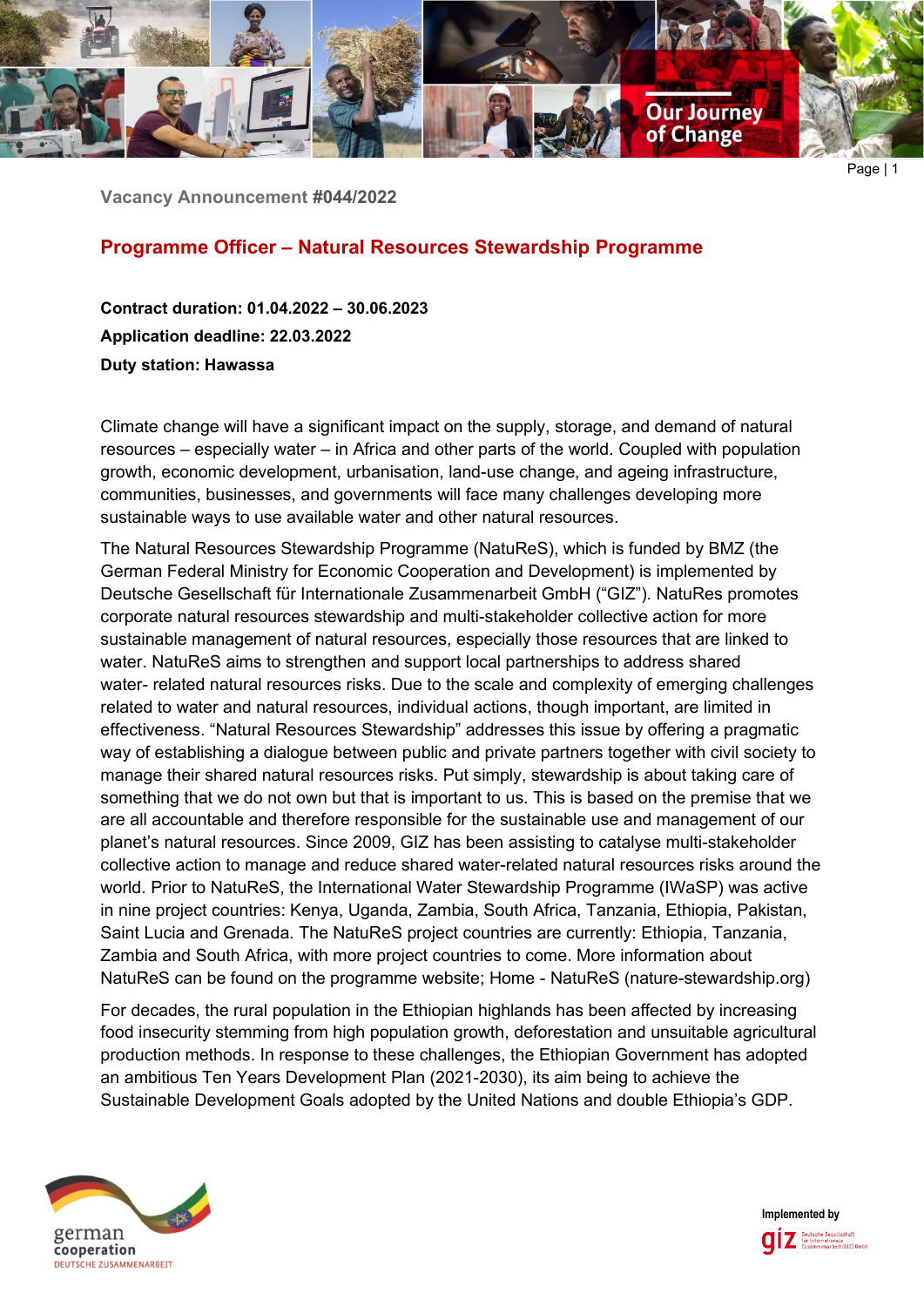Vacancy Announcement #044/2022

## Programme Officer – Natural Resources Stewardship Programme

**Contract duration: 01.04.2022 – 30.06.2023**
**Application deadline: 22.03.2022**
**Duty station: Hawassa**

Climate change will have a significant impact on the supply, storage, and demand of natural resources – especially water – in Africa and other parts of the world. Coupled with population growth, economic development, urbanisation, land-use change, and ageing infrastructure, communities, businesses, and governments will face many challenges developing more sustainable ways to use available water and other natural resources.

The Natural Resources Stewardship Programme (NatuReS), which is funded by BMZ (the German Federal Ministry for Economic Cooperation and Development) is implemented by Deutsche Gesellschaft für Internationale Zusammenarbeit GmbH ("GIZ"). NatuRes promotes corporate natural resources stewardship and multi-stakeholder collective action for more sustainable management of natural resources, especially those resources that are linked to water. NatuReS aims to strengthen and support local partnerships to address shared water- related natural resources risks. Due to the scale and complexity of emerging challenges related to water and natural resources, individual actions, though important, are limited in effectiveness. "Natural Resources Stewardship" addresses this issue by offering a pragmatic way of establishing a dialogue between public and private partners together with civil society to manage their shared natural resources risks. Put simply, stewardship is about taking care of something that we do not own but that is important to us. This is based on the premise that we are all accountable and therefore responsible for the sustainable use and management of our planet's natural resources. Since 2009, GIZ has been assisting to catalyse multi-stakeholder collective action to manage and reduce shared water-related natural resources risks around the world. Prior to NatuReS, the International Water Stewardship Programme (IWaSP) was active in nine project countries: Kenya, Uganda, Zambia, South Africa, Tanzania, Ethiopia, Pakistan, Saint Lucia and Grenada. The NatuReS project countries are currently: Ethiopia, Tanzania, Zambia and South Africa, with more project countries to come. More information about NatuReS can be found on the programme website; Home - NatuReS (nature-stewardship.org)

For decades, the rural population in the Ethiopian highlands has been affected by increasing food insecurity stemming from high population growth, deforestation and unsuitable agricultural production methods. In response to these challenges, the Ethiopian Government has adopted an ambitious Ten Years Development Plan (2021-2030), its aim being to achieve the Sustainable Development Goals adopted by the United Nations and double Ethiopia's GDP.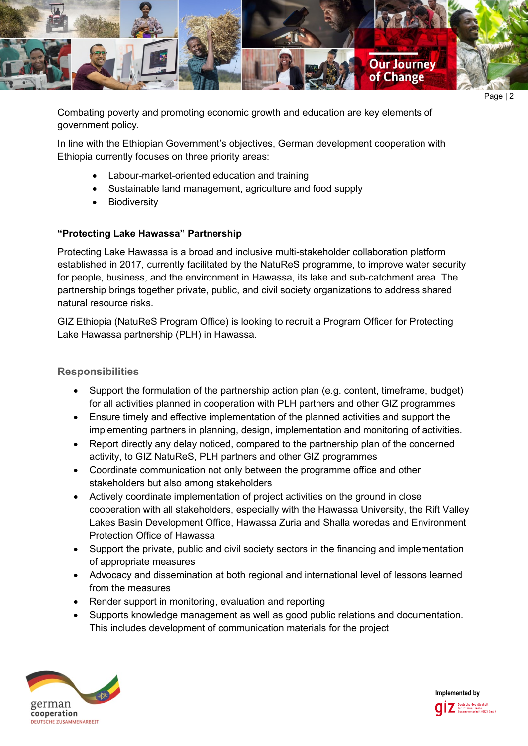Combating poverty and promoting economic growth and education are key elements of government policy.

In line with the Ethiopian Government's objectives, German development cooperation with Ethiopia currently focuses on three priority areas:

- Labour-market-oriented education and training
- Sustainable land management, agriculture and food supply
- Biodiversity

**"Protecting Lake Hawassa" Partnership**

Protecting Lake Hawassa is a broad and inclusive multi-stakeholder collaboration platform established in 2017, currently facilitated by the NatuReS programme, to improve water security for people, business, and the environment in Hawassa, its lake and sub-catchment area. The partnership brings together private, public, and civil society organizations to address shared natural resource risks.

GIZ Ethiopia (NatuReS Program Office) is looking to recruit a Program Officer for Protecting Lake Hawassa partnership (PLH) in Hawassa.

## Responsibilities

- Support the formulation of the partnership action plan (e.g. content, timeframe, budget) for all activities planned in cooperation with PLH partners and other GIZ programmes
- Ensure timely and effective implementation of the planned activities and support the implementing partners in planning, design, implementation and monitoring of activities.
- Report directly any delay noticed, compared to the partnership plan of the concerned activity, to GIZ NatuReS, PLH partners and other GIZ programmes
- Coordinate communication not only between the programme office and other stakeholders but also among stakeholders
- Actively coordinate implementation of project activities on the ground in close cooperation with all stakeholders, especially with the Hawassa University, the Rift Valley Lakes Basin Development Office, Hawassa Zuria and Shalla woredas and Environment Protection Office of Hawassa
- Support the private, public and civil society sectors in the financing and implementation of appropriate measures
- Advocacy and dissemination at both regional and international level of lessons learned from the measures
- Render support in monitoring, evaluation and reporting
- Supports knowledge management as well as good public relations and documentation. This includes development of communication materials for the project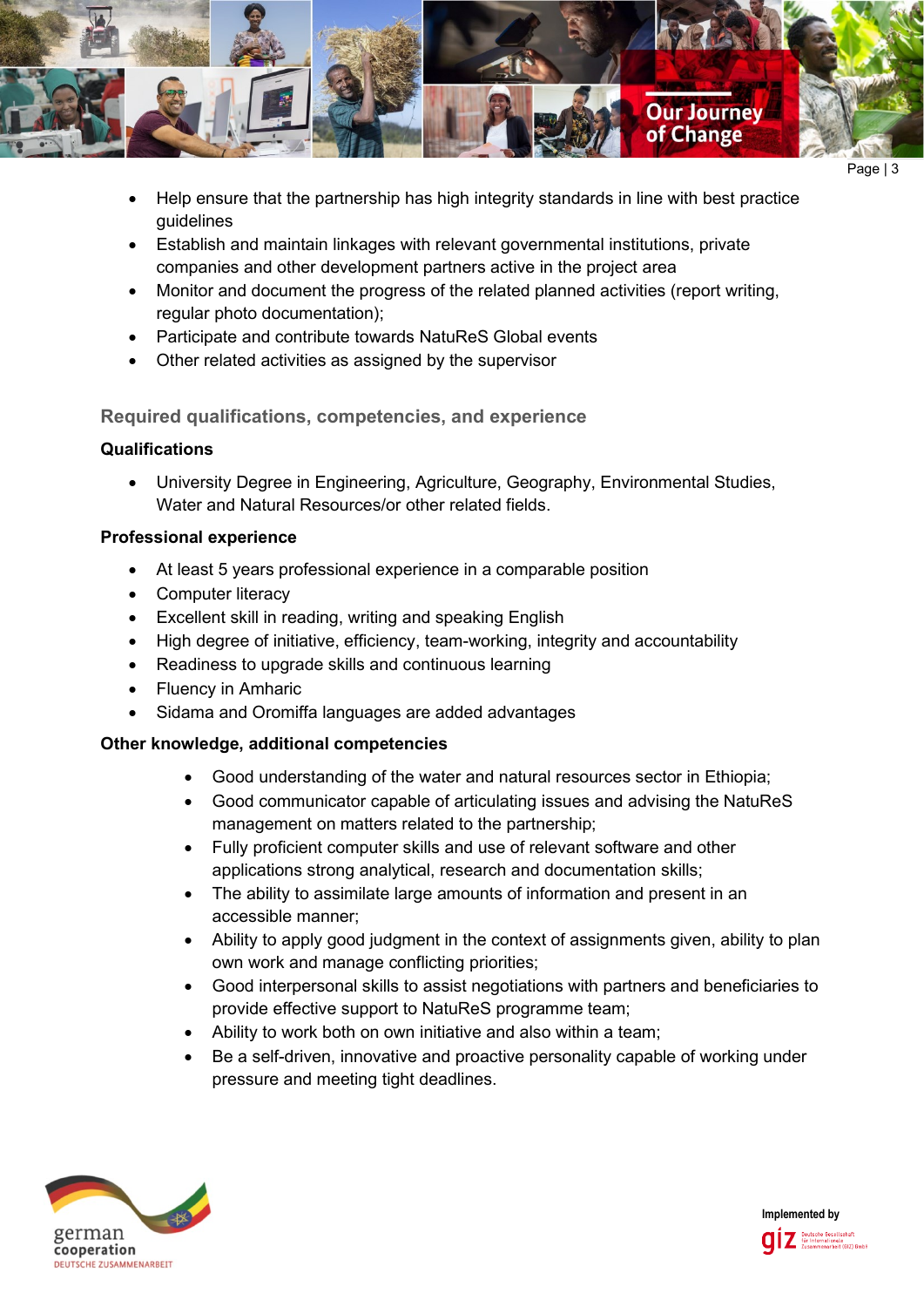- Help ensure that the partnership has high integrity standards in line with best practice guidelines
- Establish and maintain linkages with relevant governmental institutions, private companies and other development partners active in the project area
- Monitor and document the progress of the related planned activities (report writing, regular photo documentation);
- Participate and contribute towards NatuReS Global events
- Other related activities as assigned by the supervisor

## Required qualifications, competencies, and experience

### Qualifications

- University Degree in Engineering, Agriculture, Geography, Environmental Studies, Water and Natural Resources/or other related fields.

### Professional experience

- At least 5 years professional experience in a comparable position
- Computer literacy
- Excellent skill in reading, writing and speaking English
- High degree of initiative, efficiency, team-working, integrity and accountability
- Readiness to upgrade skills and continuous learning
- Fluency in Amharic
- Sidama and Oromiffa languages are added advantages

### Other knowledge, additional competencies

- Good understanding of the water and natural resources sector in Ethiopia;
- Good communicator capable of articulating issues and advising the NatuReS management on matters related to the partnership;
- Fully proficient computer skills and use of relevant software and other applications strong analytical, research and documentation skills;
- The ability to assimilate large amounts of information and present in an accessible manner;
- Ability to apply good judgment in the context of assignments given, ability to plan own work and manage conflicting priorities;
- Good interpersonal skills to assist negotiations with partners and beneficiaries to provide effective support to NatuReS programme team;
- Ability to work both on own initiative and also within a team;
- Be a self-driven, innovative and proactive personality capable of working under pressure and meeting tight deadlines.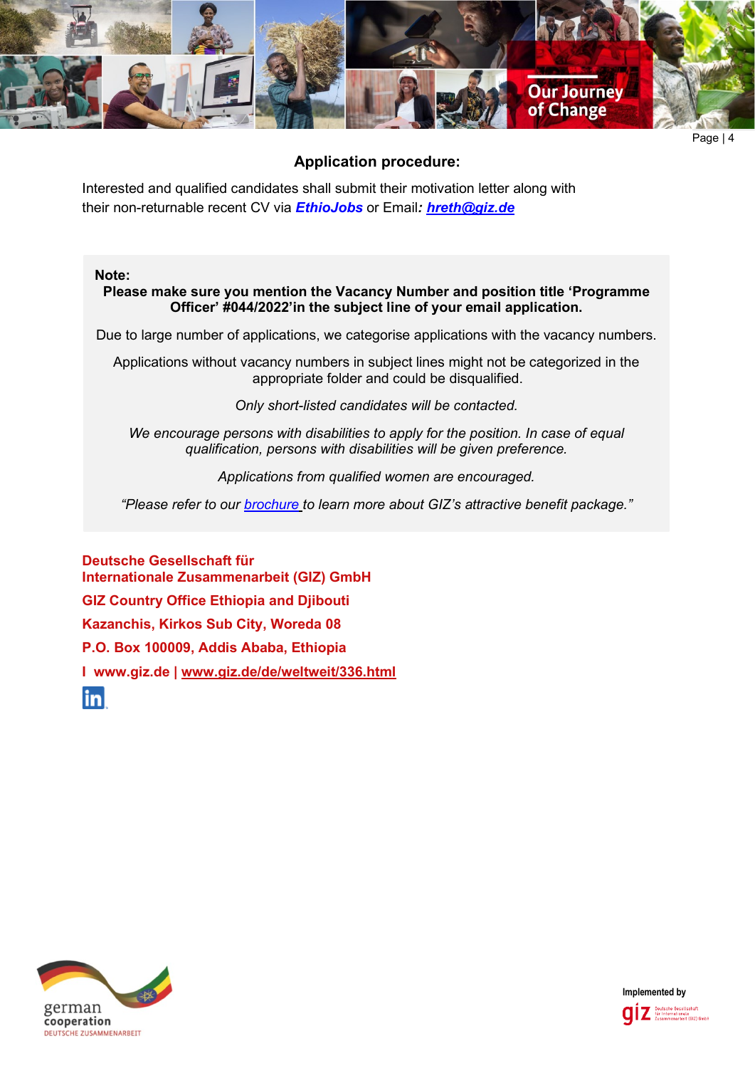## Application procedure:

Interested and qualified candidates shall submit their motivation letter along with their non-returnable recent CV via ***EthioJobs*** or Email***: hreth@giz.de***

**Note:**

**Please make sure you mention the Vacancy Number and position title 'Programme Officer' #044/2022'in the subject line of your email application.**

Due to large number of applications, we categorise applications with the vacancy numbers.

Applications without vacancy numbers in subject lines might not be categorized in the appropriate folder and could be disqualified.

*Only short-listed candidates will be contacted.*

*We encourage persons with disabilities to apply for the position. In case of equal qualification, persons with disabilities will be given preference.*

*Applications from qualified women are encouraged.*

*"Please refer to our brochure to learn more about GIZ's attractive benefit package."*

**Deutsche Gesellschaft für Internationale Zusammenarbeit (GIZ) GmbH**

**GIZ Country Office Ethiopia and Djibouti**

**Kazanchis, Kirkos Sub City, Woreda 08**

**P.O. Box 100009, Addis Ababa, Ethiopia**

**I www.giz.de | www.giz.de/de/weltweit/336.html**